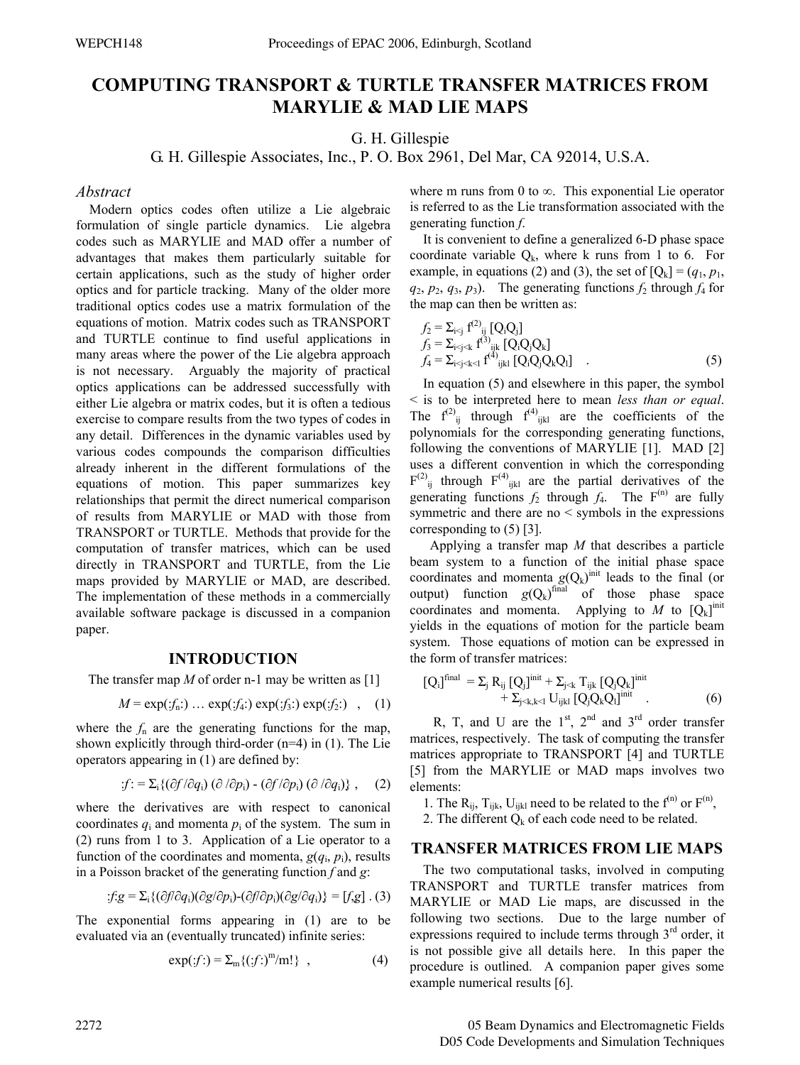# COMPUTING TRANSPORT & TURTLE TRANSFER MATRICES FROM MARYLIE & MAD LIE MAPS

G. H. Gillespie

G. H. Gillespie Associates, Inc., P. O. Box 2961, Del Mar, CA 92014, U.S.A.

## *Abstract*

Modern optics codes often utilize a Lie algebraic formulation of single particle dynamics. Lie algebra codes such as MARYLIE and MAD offer a number of advantages that makes them particularly suitable for certain applications, such as the study of higher order optics and for particle tracking. Many of the older more traditional optics codes use a matrix formulation of the equations of motion. Matrix codes such as TRANSPORT and TURTLE continue to find useful applications in many areas where the power of the Lie algebra approach is not necessary. Arguably the majority of practical optics applications can be addressed successfully with either Lie algebra or matrix codes, but it is often a tedious exercise to compare results from the two types of codes in any detail. Differences in the dynamic variables used by various codes compounds the comparison difficulties already inherent in the different formulations of the equations of motion. This paper summarizes key relationships that permit the direct numerical comparison of results from MARYLIE or MAD with those from TRANSPORT or TURTLE. Methods that provide for the computation of transfer matrices, which can be used directly in TRANSPORT and TURTLE, from the Lie maps provided by MARYLIE or MAD, are described. The implementation of these methods in a commercially available software package is discussed in a companion paper.

## INTRODUCTION

The transfer map $M$ of order n-1 may be written as [1]

$$M = \exp(:f_n:) \ldots \exp(:f_4:) \exp(:f_3:) \exp(:f_2:) \quad , \quad (1)$$

where the $f_n$ are the generating functions for the map, shown explicitly through third-order (n=4) in (1). The Lie operators appearing in (1) are defined by:

$$:f: = \Sigma_i\{(\partial f/\partial q_i)(\partial/\partial p_i) - (\partial f/\partial p_i)(\partial/\partial q_i)\} \quad , \quad (2)$$

where the derivatives are with respect to canonical coordinates $q_i$ and momenta $p_i$ of the system. The sum in (2) runs from 1 to 3. Application of a Lie operator to a function of the coordinates and momenta, $g(q_i, p_i)$, results in a Poisson bracket of the generating function $f$ and $g$:

$$:f:g = \Sigma_i\{(\partial f/\partial q_i)(\partial g/\partial p_i)-(\partial f/\partial p_i)(\partial g/\partial q_i)\} = [f,g] \;. \quad (3)$$

The exponential forms appearing in (1) are to be evaluated via an (eventually truncated) infinite series:

$$\exp(:f:) = \Sigma_m\{(:f:)^m/m!\} \quad , \quad (4)$$

where m runs from 0 to $\infty$. This exponential Lie operator is referred to as the Lie transformation associated with the generating function $f$.

It is convenient to define a generalized 6-D phase space coordinate variable $Q_k$, where k runs from 1 to 6. For example, in equations (2) and (3), the set of $[Q_k] = (q_1, p_1, q_2, p_2, q_3, p_3)$. The generating functions $f_2$ through $f_4$ for the map can then be written as:

$$\begin{aligned} f_2 &= \Sigma_{i<j}\, f^{(2)}_{ij}\, [Q_iQ_j] \\ f_3 &= \Sigma_{i<j<k}\, f^{(3)}_{ijk}\, [Q_iQ_jQ_k] \\ f_4 &= \Sigma_{i<j<k<l}\, f^{(4)}_{ijkl}\, [Q_iQ_jQ_kQ_l] \quad . \end{aligned} \quad (5)$$

In equation (5) and elsewhere in this paper, the symbol < is to be interpreted here to mean *less than or equal*. The $f^{(2)}_{ij}$ through $f^{(4)}_{ijkl}$ are the coefficients of the polynomials for the corresponding generating functions, following the conventions of MARYLIE [1]. MAD [2] uses a different convention in which the corresponding $F^{(2)}_{ij}$ through $F^{(4)}_{ijkl}$ are the partial derivatives of the generating functions $f_2$ through $f_4$. The $F^{(n)}$ are fully symmetric and there are no < symbols in the expressions corresponding to (5) [3].

Applying a transfer map $M$ that describes a particle beam system to a function of the initial phase space coordinates and momenta $g(Q_k)^{init}$ leads to the final (or output) function $g(Q_k)^{final}$ of those phase space coordinates and momenta. Applying to $M$ to $[Q_k]^{init}$ yields in the equations of motion for the particle beam system. Those equations of motion can be expressed in the form of transfer matrices:

$$\begin{aligned} [Q_i]^{final} = \Sigma_j\, R_{ij}\, [Q_j]^{init} &+ \Sigma_{j<k}\, T_{ijk}\, [Q_jQ_k]^{init} \\ &+ \Sigma_{j<k,k<l}\, U_{ijkl}\, [Q_jQ_kQ_l]^{init} \quad . \end{aligned} \quad (6)$$

R, T, and U are the 1st, 2nd and 3rd order transfer matrices, respectively. The task of computing the transfer matrices appropriate to TRANSPORT [4] and TURTLE [5] from the MARYLIE or MAD maps involves two elements:

1. The $R_{ij}$, $T_{ijk}$, $U_{ijkl}$ need to be related to the $f^{(n)}$ or $F^{(n)}$,
2. The different $Q_k$ of each code need to be related.

## TRANSFER MATRICES FROM LIE MAPS

The two computational tasks, involved in computing TRANSPORT and TURTLE transfer matrices from MARYLIE or MAD Lie maps, are discussed in the following two sections. Due to the large number of expressions required to include terms through 3rd order, it is not possible give all details here. In this paper the procedure is outlined. A companion paper gives some example numerical results [6].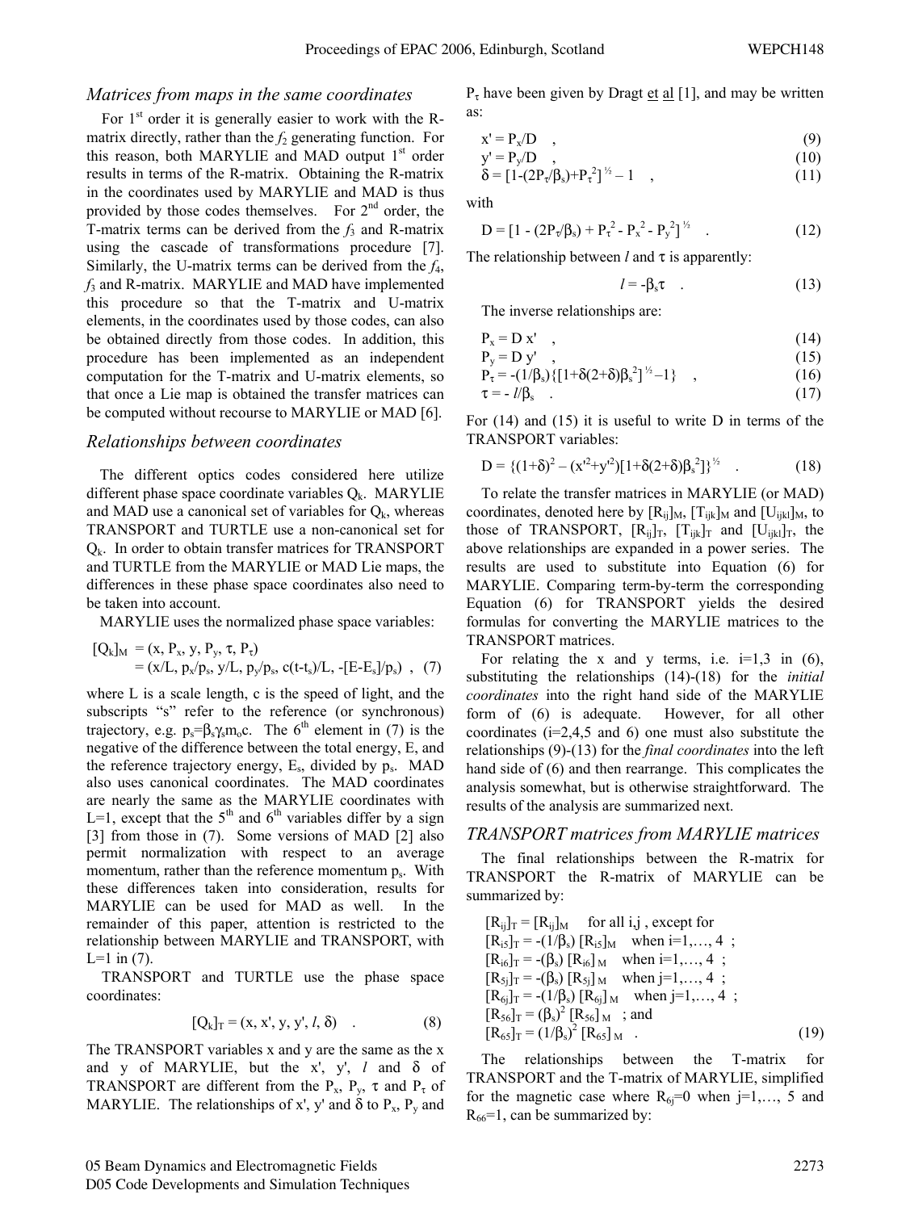### *Matrices from maps in the same coordinates*

For 1st order it is generally easier to work with the R-matrix directly, rather than the $f_2$ generating function. For this reason, both MARYLIE and MAD output 1st order results in terms of the R-matrix. Obtaining the R-matrix in the coordinates used by MARYLIE and MAD is thus provided by those codes themselves. For 2nd order, the T-matrix terms can be derived from the $f_3$ and R-matrix using the cascade of transformations procedure [7]. Similarly, the U-matrix terms can be derived from the $f_4$, $f_3$ and R-matrix. MARYLIE and MAD have implemented this procedure so that the T-matrix and U-matrix elements, in the coordinates used by those codes, can also be obtained directly from those codes. In addition, this procedure has been implemented as an independent computation for the T-matrix and U-matrix elements, so that once a Lie map is obtained the transfer matrices can be computed without recourse to MARYLIE or MAD [6].

### *Relationships between coordinates*

The different optics codes considered here utilize different phase space coordinate variables $Q_k$. MARYLIE and MAD use a canonical set of variables for $Q_k$, whereas TRANSPORT and TURTLE use a non-canonical set for $Q_k$. In order to obtain transfer matrices for TRANSPORT and TURTLE from the MARYLIE or MAD Lie maps, the differences in these phase space coordinates also need to be taken into account.

MARYLIE uses the normalized phase space variables:

$$[Q_k]_M = (x, P_x, y, P_y, \tau, P_\tau) = (x/L, p_x/p_s, y/L, p_y/p_s, c(t-t_s)/L, -[E-E_s]/p_s) \quad , \quad (7)$$

where L is a scale length, c is the speed of light, and the subscripts "s" refer to the reference (or synchronous) trajectory, e.g. $p_s=\beta_s\gamma_s m_o c$. The 6th element in (7) is the negative of the difference between the total energy, E, and the reference trajectory energy, $E_s$, divided by $p_s$. MAD also uses canonical coordinates. The MAD coordinates are nearly the same as the MARYLIE coordinates with L=1, except that the 5th and 6th variables differ by a sign [3] from those in (7). Some versions of MAD [2] also permit normalization with respect to an average momentum, rather than the reference momentum $p_s$. With these differences taken into consideration, results for MARYLIE can be used for MAD as well. In the remainder of this paper, attention is restricted to the relationship between MARYLIE and TRANSPORT, with L=1 in (7).

TRANSPORT and TURTLE use the phase space coordinates:

$$[Q_k]_T = (x, x', y, y', l, \delta) \quad . \quad (8)$$

The TRANSPORT variables x and y are the same as the x and y of MARYLIE, but the x', y', $l$ and $\delta$ of TRANSPORT are different from the $P_x$, $P_y$, $\tau$ and $P_\tau$ of MARYLIE. The relationships of x', y' and $\delta$ to $P_x$, $P_y$ and $P_\tau$ have been given by Dragt et al [1], and may be written as:

$$x' = P_x/D \quad , \quad (9)$$
$$y' = P_y/D \quad , \quad (10)$$
$$\delta = [1-(2P_\tau/\beta_s)+P_\tau^{2}]^{1/2} - 1 \quad , \quad (11)$$

with

$$D = [1 - (2P_\tau/\beta_s) + P_\tau^2 - P_x^2 - P_y^2]^{1/2} \quad . \quad (12)$$

The relationship between $l$ and $\tau$ is apparently:

$$l = -\beta_s\tau \quad . \quad (13)$$

The inverse relationships are:

$$P_x = D\, x' \quad , \quad (14)$$
$$P_y = D\, y' \quad , \quad (15)$$
$$P_\tau = -(1/\beta_s)\{[1+\delta(2+\delta)\beta_s^{2}]^{1/2} - 1\} \quad , \quad (16)$$
$$\tau = -\, l/\beta_s \quad . \quad (17)$$

For (14) and (15) it is useful to write D in terms of the TRANSPORT variables:

$$D = \{(1+\delta)^2 - (x'^2+y'^2)[1+\delta(2+\delta)\beta_s^2]\}^{1/2} \quad . \quad (18)$$

To relate the transfer matrices in MARYLIE (or MAD) coordinates, denoted here by $[R_{ij}]_M$, $[T_{ijk}]_M$ and $[U_{ijkl}]_M$, to those of TRANSPORT, $[R_{ij}]_T$, $[T_{ijk}]_T$ and $[U_{ijkl}]_T$, the above relationships are expanded in a power series. The results are used to substitute into Equation (6) for MARYLIE. Comparing term-by-term the corresponding Equation (6) for TRANSPORT yields the desired formulas for converting the MARYLIE matrices to the TRANSPORT matrices.

For relating the x and y terms, i.e. i=1,3 in (6), substituting the relationships (14)-(18) for the *initial coordinates* into the right hand side of the MARYLIE form of (6) is adequate. However, for all other coordinates (i=2,4,5 and 6) one must also substitute the relationships (9)-(13) for the *final coordinates* into the left hand side of (6) and then rearrange. This complicates the analysis somewhat, but is otherwise straightforward. The results of the analysis are summarized next.

### *TRANSPORT matrices from MARYLIE matrices*

The final relationships between the R-matrix for TRANSPORT the R-matrix of MARYLIE can be summarized by:

$[R_{ij}]_T = [R_{ij}]_M$ for all i,j , except for
$[R_{i5}]_T = -(1/\beta_s)\, [R_{i5}]_M$ when i=1,…, 4 ;
$[R_{i6}]_T = -(\beta_s)\, [R_{i6}]_M$ when i=1,…, 4 ;
$[R_{5j}]_T = -(\beta_s)\, [R_{5j}]_M$ when j=1,…, 4 ;
$[R_{6j}]_T = -(1/\beta_s)\, [R_{6j}]_M$ when j=1,…, 4 ;
$[R_{56}]_T = (\beta_s)^2\, [R_{56}]_M$ ; and
$[R_{65}]_T = (1/\beta_s)^2\, [R_{65}]_M$ . (19)

The relationships between the T-matrix for TRANSPORT and the T-matrix of MARYLIE, simplified for the magnetic case where $R_{6j}=0$ when j=1,…, 5 and $R_{66}=1$, can be summarized by: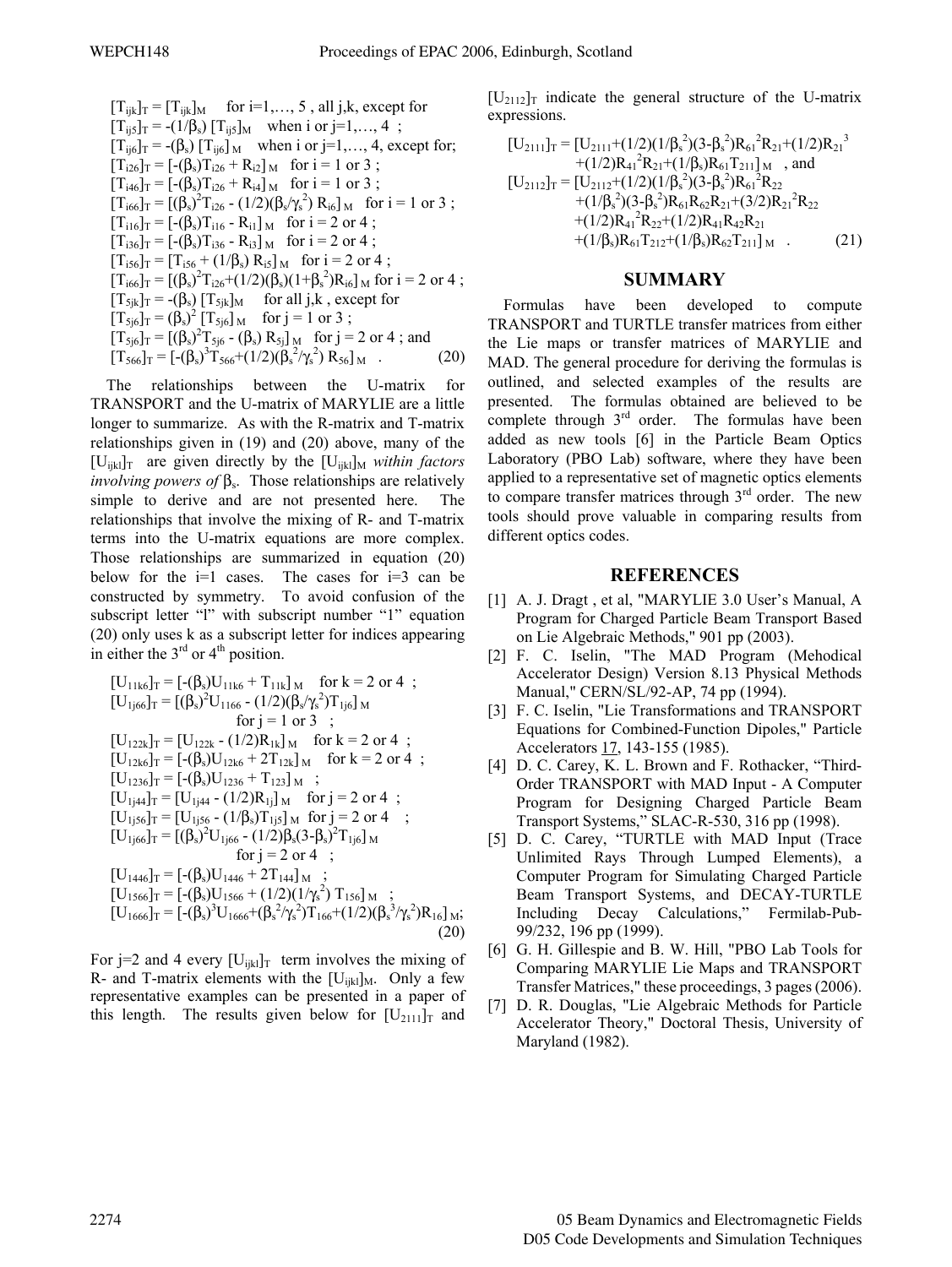$$[T_{ijk}]_T = [T_{ijk}]_M \quad \text{for } i=1,\ldots,5 \text{ , all j,k, except for}$$
$$[T_{ij5}]_T = -(1/\beta_s)\,[T_{ij5}]_M \quad \text{when i or } j=1,\ldots,4 \;;$$
$$[T_{ij6}]_T = -(\beta_s)\,[T_{ij6}]_M \quad \text{when i or } j=1,\ldots,4, \text{ except for;}$$
$$[T_{i26}]_T = [-(\beta_s)T_{i26} + R_{i2}]_M \quad \text{for } i = 1 \text{ or } 3 \;;$$
$$[T_{i46}]_T = [-(\beta_s)T_{i26} + R_{i4}]_M \quad \text{for } i = 1 \text{ or } 3 \;;$$
$$[T_{i66}]_T = [(\beta_s)^2T_{i26} - (1/2)(\beta_s/\gamma_s^2)\,R_{i6}]_M \quad \text{for } i = 1 \text{ or } 3 \;;$$
$$[T_{i16}]_T = [-(\beta_s)T_{i16} - R_{i1}]_M \quad \text{for } i = 2 \text{ or } 4 \;;$$
$$[T_{i36}]_T = [-(\beta_s)T_{i36} - R_{i3}]_M \quad \text{for } i = 2 \text{ or } 4 \;;$$
$$[T_{i56}]_T = [T_{i56} + (1/\beta_s)\,R_{i5}]_M \quad \text{for } i = 2 \text{ or } 4 \;;$$
$$[T_{i66}]_T = [(\beta_s)^2T_{i26}+(1/2)(\beta_s)(1+\beta_s^2)R_{i6}]_M \text{ for } i = 2 \text{ or } 4 \;;$$
$$[T_{5jk}]_T = -(\beta_s)\,[T_{5jk}]_M \quad \text{for all j,k , except for}$$
$$[T_{5j6}]_T = (\beta_s)^2\,[T_{5j6}]_M \quad \text{for } j = 1 \text{ or } 3 \;;$$
$$[T_{5j6}]_T = [(\beta_s)^2T_{5j6} - (\beta_s)\,R_{5j}]_M \quad \text{for } j = 2 \text{ or } 4 \text{ ; and}$$
$$[T_{566}]_T = [-(\beta_s)^3T_{566}+(1/2)(\beta_s^2/\gamma_s^2)\,R_{56}]_M \;. \qquad (20)$$

The relationships between the U-matrix for TRANSPORT and the U-matrix of MARYLIE are a little longer to summarize. As with the R-matrix and T-matrix relationships given in (19) and (20) above, many of the $[U_{ijkl}]_T$ are given directly by the $[U_{ijkl}]_M$ *within factors involving powers of* $\beta_s$. Those relationships are relatively simple to derive and are not presented here. The relationships that involve the mixing of R- and T-matrix terms into the U-matrix equations are more complex. Those relationships are summarized in equation (20) below for the i=1 cases. The cases for i=3 can be constructed by symmetry. To avoid confusion of the subscript letter "l" with subscript number "1" equation (20) only uses k as a subscript letter for indices appearing in either the 3rd or 4th position.

$$[U_{11k6}]_T = [-(\beta_s)U_{11k6} + T_{11k}]_M \quad \text{for } k = 2 \text{ or } 4 \;;$$
$$[U_{1j66}]_T = [(\beta_s)^2U_{1166} - (1/2)(\beta_s/\gamma_s^2)T_{1j6}]_M \quad \text{for } j = 1 \text{ or } 3 \;;$$
$$[U_{122k}]_T = [U_{122k} - (1/2)R_{1k}]_M \quad \text{for } k = 2 \text{ or } 4 \;;$$
$$[U_{12k6}]_T = [-(\beta_s)U_{12k6} + 2T_{12k}]_M \quad \text{for } k = 2 \text{ or } 4 \;;$$
$$[U_{1236}]_T = [-(\beta_s)U_{1236} + T_{123}]_M \;;$$
$$[U_{1j44}]_T = [U_{1j44} - (1/2)R_{1j}]_M \quad \text{for } j = 2 \text{ or } 4 \;;$$
$$[U_{1j56}]_T = [U_{1j56} - (1/\beta_s)T_{1j5}]_M \quad \text{for } j = 2 \text{ or } 4 \;;$$
$$[U_{1j66}]_T = [(\beta_s)^2U_{1j66} - (1/2)\beta_s(3-\beta_s)^2T_{1j6}]_M \quad \text{for } j = 2 \text{ or } 4 \;;$$
$$[U_{1446}]_T = [-(\beta_s)U_{1446} + 2T_{144}]_M \;;$$
$$[U_{1566}]_T = [-(\beta_s)U_{1566} + (1/2)(1/\gamma_s^2)\,T_{156}]_M \;;$$
$$[U_{1666}]_T = [-(\beta_s)^3U_{1666}+(\beta_s^2/\gamma_s^2)T_{166}+(1/2)(\beta_s^3/\gamma_s^2)R_{16}]_M; \qquad (20)$$

For j=2 and 4 every $[U_{ijkl}]_T$ term involves the mixing of R- and T-matrix elements with the $[U_{ijkl}]_M$. Only a few representative examples can be presented in a paper of this length. The results given below for $[U_{2111}]_T$ and $[U_{2112}]_T$ indicate the general structure of the U-matrix expressions.

$$[U_{2111}]_T = [U_{2111}+(1/2)(1/\beta_s^2)(3-\beta_s^2)R_{61}^2R_{21}+(1/2)R_{21}^3 +(1/2)R_{41}^2R_{21}+(1/\beta_s)R_{61}T_{211}]_M \text{ , and}$$
$$[U_{2112}]_T = [U_{2112}+(1/2)(1/\beta_s^2)(3-\beta_s^2)R_{61}^2R_{22} +(1/\beta_s^2)(3-\beta_s^2)R_{61}R_{62}R_{21}+(3/2)R_{21}^2R_{22} +(1/2)R_{41}^2R_{22}+(1/2)R_{41}R_{42}R_{21} +(1/\beta_s)R_{61}T_{212}+(1/\beta_s)R_{62}T_{211}]_M \;. \qquad (21)$$

## SUMMARY

Formulas have been developed to compute TRANSPORT and TURTLE transfer matrices from either the Lie maps or transfer matrices of MARYLIE and MAD. The general procedure for deriving the formulas is outlined, and selected examples of the results are presented. The formulas obtained are believed to be complete through 3rd order. The formulas have been added as new tools [6] in the Particle Beam Optics Laboratory (PBO Lab) software, where they have been applied to a representative set of magnetic optics elements to compare transfer matrices through 3rd order. The new tools should prove valuable in comparing results from different optics codes.

## REFERENCES

[1] A. J. Dragt , et al, "MARYLIE 3.0 User's Manual, A Program for Charged Particle Beam Transport Based on Lie Algebraic Methods," 901 pp (2003).

[2] F. C. Iselin, "The MAD Program (Mehodical Accelerator Design) Version 8.13 Physical Methods Manual," CERN/SL/92-AP, 74 pp (1994).

[3] F. C. Iselin, "Lie Transformations and TRANSPORT Equations for Combined-Function Dipoles," Particle Accelerators 17, 143-155 (1985).

[4] D. C. Carey, K. L. Brown and F. Rothacker, "Third-Order TRANSPORT with MAD Input - A Computer Program for Designing Charged Particle Beam Transport Systems," SLAC-R-530, 316 pp (1998).

[5] D. C. Carey, "TURTLE with MAD Input (Trace Unlimited Rays Through Lumped Elements), a Computer Program for Simulating Charged Particle Beam Transport Systems, and DECAY-TURTLE Including Decay Calculations," Fermilab-Pub-99/232, 196 pp (1999).

[6] G. H. Gillespie and B. W. Hill, "PBO Lab Tools for Comparing MARYLIE Lie Maps and TRANSPORT Transfer Matrices," these proceedings, 3 pages (2006).

[7] D. R. Douglas, "Lie Algebraic Methods for Particle Accelerator Theory," Doctoral Thesis, University of Maryland (1982).